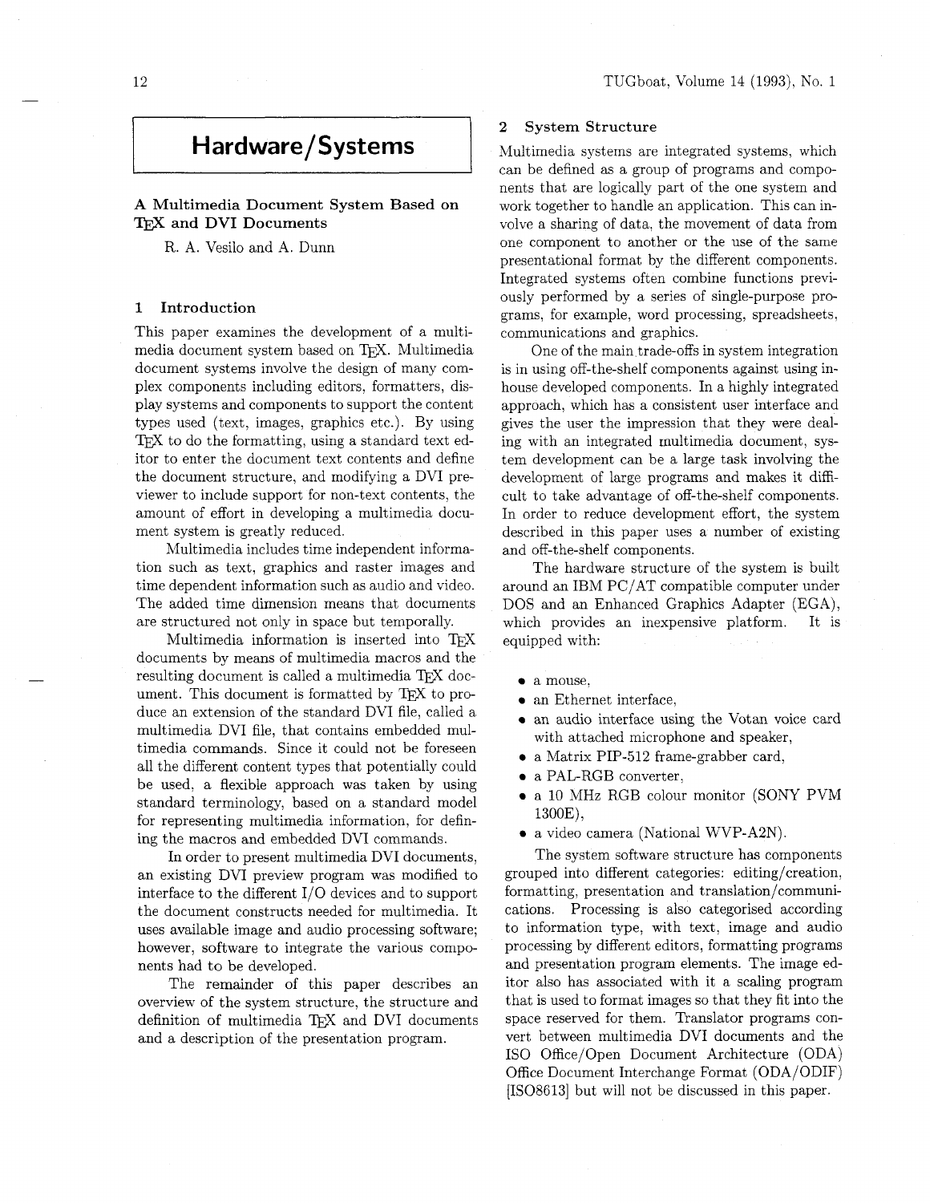# Hardware/Systems

## A Multimedia Document System Based on TeX and DVI Documents

R. A. Vesilo and A. Dunn

### 1 Introduction

This paper examines the development of a multimedia document system based on TeX. Multimedia document systems involve the design of many complex components including editors, formatters, display systems and components to support the content types used (text, images, graphics etc.). By using TeX to do the formatting, using a standard text editor to enter the document text contents and define the document structure, and modifying a DVI previewer to include support for non-text contents, the amount of effort in developing a multimedia document system is greatly reduced.

Multimedia includes time independent information such as text, graphics and raster images and time dependent information such as audio and video. The added time dimension means that documents are structured not only in space but temporally.

Multimedia information is inserted into TeX documents by means of multimedia macros and the resulting document is called a multimedia TeX document. This document is formatted by TeX to produce an extension of the standard DVI file, called a multimedia DVI file, that contains embedded multimedia commands. Since it could not be foreseen all the different content types that potentially could be used, a flexible approach was taken by using standard terminology, based on a standard model for representing multimedia information, for defining the macros and embedded DVI commands.

In order to present multimedia DVI documents, an existing DVI preview program was modified to interface to the different I/O devices and to support the document constructs needed for multimedia. It uses available image and audio processing software; however, software to integrate the various components had to be developed.

The remainder of this paper describes an overview of the system structure, the structure and definition of multimedia TeX and DVI documents and a description of the presentation program.

### 2 System Structure

Multimedia systems are integrated systems, which can be defined as a group of programs and components that are logically part of the one system and work together to handle an application. This can involve a sharing of data, the movement of data from one component to another or the use of the same presentational format by the different components. Integrated systems often combine functions previously performed by a series of single-purpose programs, for example, word processing, spreadsheets, communications and graphics.

One of the main trade-offs in system integration is in using off-the-shelf components against using in-house developed components. In a highly integrated approach, which has a consistent user interface and gives the user the impression that they were dealing with an integrated multimedia document, system development can be a large task involving the development of large programs and makes it difficult to take advantage of off-the-shelf components. In order to reduce development effort, the system described in this paper uses a number of existing and off-the-shelf components.

The hardware structure of the system is built around an IBM PC/AT compatible computer under DOS and an Enhanced Graphics Adapter (EGA), which provides an inexpensive platform. It is equipped with:

- a mouse,
- an Ethernet interface,
- an audio interface using the Votan voice card with attached microphone and speaker,
- a Matrix PIP-512 frame-grabber card,
- a PAL-RGB converter,
- a 10 MHz RGB colour monitor (SONY PVM 1300E),
- a video camera (National WVP-A2N).

The system software structure has components grouped into different categories: editing/creation, formatting, presentation and translation/communications. Processing is also categorised according to information type, with text, image and audio processing by different editors, formatting programs and presentation program elements. The image editor also has associated with it a scaling program that is used to format images so that they fit into the space reserved for them. Translator programs convert between multimedia DVI documents and the ISO Office/Open Document Architecture (ODA) Office Document Interchange Format (ODA/ODIF) [ISO8613] but will not be discussed in this paper.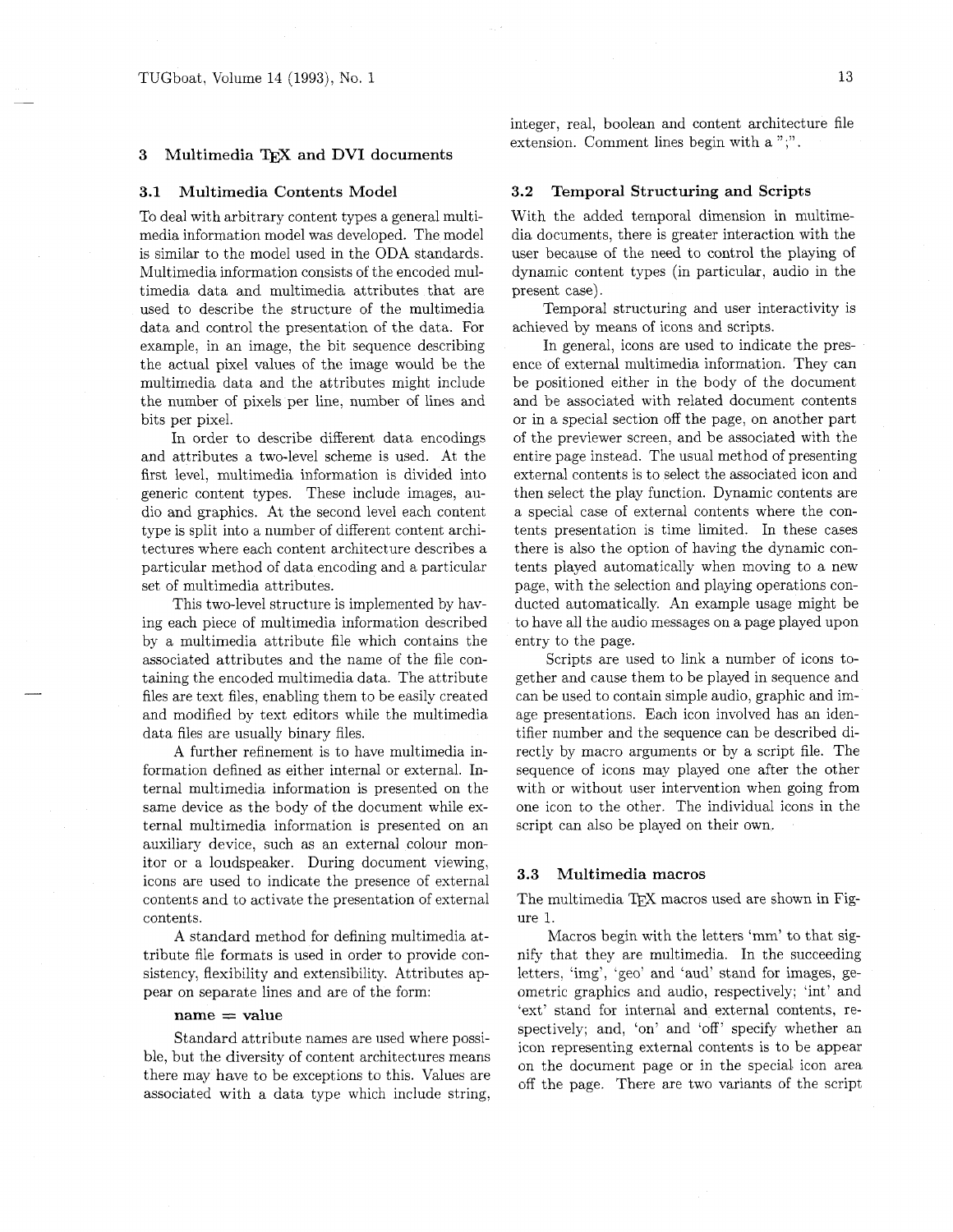## 3 Multimedia TeX and DVI documents

### 3.1 Multimedia Contents Model

To deal with arbitrary content types a general multimedia information model was developed. The model is similar to the model used in the ODA standards. Multimedia information consists of the encoded multimedia data and multimedia attributes that are used to describe the structure of the multimedia data and control the presentation of the data. For example, in an image, the bit sequence describing the actual pixel values of the image would be the multimedia data and the attributes might include the number of pixels per line, number of lines and bits per pixel.

In order to describe different data encodings and attributes a two-level scheme is used. At the first level, multimedia information is divided into generic content types. These include images, audio and graphics. At the second level each content type is split into a number of different content architectures where each content architecture describes a particular method of data encoding and a particular set of multimedia attributes.

This two-level structure is implemented by having each piece of multimedia information described by a multimedia attribute file which contains the associated attributes and the name of the file containing the encoded multimedia data. The attribute files are text files, enabling them to be easily created and modified by text editors while the multimedia data files are usually binary files.

A further refinement is to have multimedia information defined as either internal or external. Internal multimedia information is presented on the same device as the body of the document while external multimedia information is presented on an auxiliary device, such as an external colour monitor or a loudspeaker. During document viewing, icons are used to indicate the presence of external contents and to activate the presentation of external contents.

A standard method for defining multimedia attribute file formats is used in order to provide consistency, flexibility and extensibility. Attributes appear on separate lines and are of the form:

**name = value**

Standard attribute names are used where possible, but the diversity of content architectures means there may have to be exceptions to this. Values are associated with a data type which include string, integer, real, boolean and content architecture file extension. Comment lines begin with a ";".

### 3.2 Temporal Structuring and Scripts

With the added temporal dimension in multimedia documents, there is greater interaction with the user because of the need to control the playing of dynamic content types (in particular, audio in the present case).

Temporal structuring and user interactivity is achieved by means of icons and scripts.

In general, icons are used to indicate the presence of external multimedia information. They can be positioned either in the body of the document and be associated with related document contents or in a special section off the page, on another part of the previewer screen, and be associated with the entire page instead. The usual method of presenting external contents is to select the associated icon and then select the play function. Dynamic contents are a special case of external contents where the contents presentation is time limited. In these cases there is also the option of having the dynamic contents played automatically when moving to a new page, with the selection and playing operations conducted automatically. An example usage might be to have all the audio messages on a page played upon entry to the page.

Scripts are used to link a number of icons together and cause them to be played in sequence and can be used to contain simple audio, graphic and image presentations. Each icon involved has an identifier number and the sequence can be described directly by macro arguments or by a script file. The sequence of icons may played one after the other with or without user intervention when going from one icon to the other. The individual icons in the script can also be played on their own.

### 3.3 Multimedia macros

The multimedia TeX macros used are shown in Figure 1.

Macros begin with the letters 'mm' to that signify that they are multimedia. In the succeeding letters, 'img', 'geo' and 'aud' stand for images, geometric graphics and audio, respectively; 'int' and 'ext' stand for internal and external contents, respectively; and, 'on' and 'off' specify whether an icon representing external contents is to be appear on the document page or in the special icon area off the page. There are two variants of the script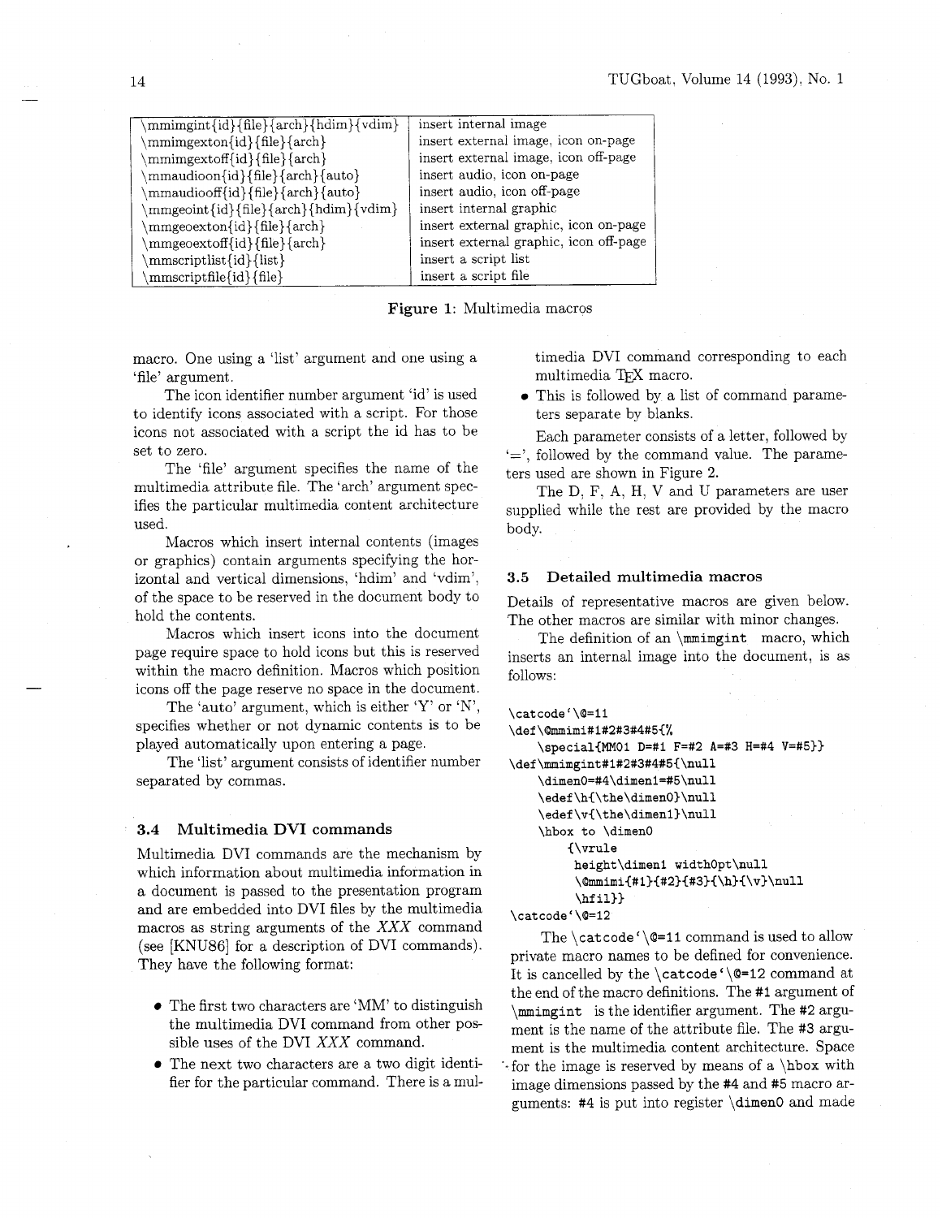| | |
|---|---|
| \mmimgint{id}{file}{arch}{hdim}{vdim} | insert internal image |
| \mmimgexton{id}{file}{arch} | insert external image, icon on-page |
| \mmimgextoff{id}{file}{arch} | insert external image, icon off-page |
| \mmaudioon{id}{file}{arch}{auto} | insert audio, icon on-page |
| \mmaudiooff{id}{file}{arch}{auto} | insert audio, icon off-page |
| \mmgeoint{id}{file}{arch}{hdim}{vdim} | insert internal graphic |
| \mmgeoexton{id}{file}{arch} | insert external graphic, icon on-page |
| \mmgeoextoff{id}{file}{arch} | insert external graphic, icon off-page |
| \mmscriptlist{id}{list} | insert a script list |
| \mmscriptfile{id}{file} | insert a script file |

**Figure 1**: Multimedia macros

macro. One using a 'list' argument and one using a 'file' argument.

The icon identifier number argument 'id' is used to identify icons associated with a script. For those icons not associated with a script the id has to be set to zero.

The 'file' argument specifies the name of the multimedia attribute file. The 'arch' argument specifies the particular multimedia content architecture used.

Macros which insert internal contents (images or graphics) contain arguments specifying the horizontal and vertical dimensions, 'hdim' and 'vdim', of the space to be reserved in the document body to hold the contents.

Macros which insert icons into the document page require space to hold icons but this is reserved within the macro definition. Macros which position icons off the page reserve no space in the document.

The 'auto' argument, which is either 'Y' or 'N', specifies whether or not dynamic contents is to be played automatically upon entering a page.

The 'list' argument consists of identifier number separated by commas.

### 3.4 Multimedia DVI commands

Multimedia DVI commands are the mechanism by which information about multimedia information in a document is passed to the presentation program and are embedded into DVI files by the multimedia macros as string arguments of the *XXX* command (see [KNU86] for a description of DVI commands). They have the following format:

- The first two characters are 'MM' to distinguish the multimedia DVI command from other possible uses of the DVI *XXX* command.
- The next two characters are a two digit identifier for the particular command. There is a multimedia DVI command corresponding to each multimedia TeX macro.
- This is followed by a list of command parameters separate by blanks.

Each parameter consists of a letter, followed by '=', followed by the command value. The parameters used are shown in Figure 2.

The D, F, A, H, V and U parameters are user supplied while the rest are provided by the macro body.

### 3.5 Detailed multimedia macros

Details of representative macros are given below. The other macros are similar with minor changes.

The definition of an `\mmimgint` macro, which inserts an internal image into the document, is as follows:

```
\catcode'\@=11
\def\@mmimi#1#2#3#4#5{%
    \special{MM01 D=#1 F=#2 A=#3 H=#4 V=#5}}
\def\mmimgint#1#2#3#4#5{\null
    \dimen0=#4\dimen1=#5\null
    \edef\h{\the\dimen0}\null
    \edef\v{\the\dimen1}\null
    \hbox to \dimen0
        {\vrule
         height\dimen1 width0pt\null
         \@mmimi{#1}{#2}{#3}{\h}{\v}\null
         \hfil}}
\catcode'\@=12
```

The `\catcode'\@=11` command is used to allow private macro names to be defined for convenience. It is cancelled by the `\catcode'\@=12` command at the end of the macro definitions. The `#1` argument of `\mmimgint` is the identifier argument. The `#2` argument is the name of the attribute file. The `#3` argument is the multimedia content architecture. Space for the image is reserved by means of a `\hbox` with image dimensions passed by the `#4` and `#5` macro arguments: `#4` is put into register `\dimen0` and made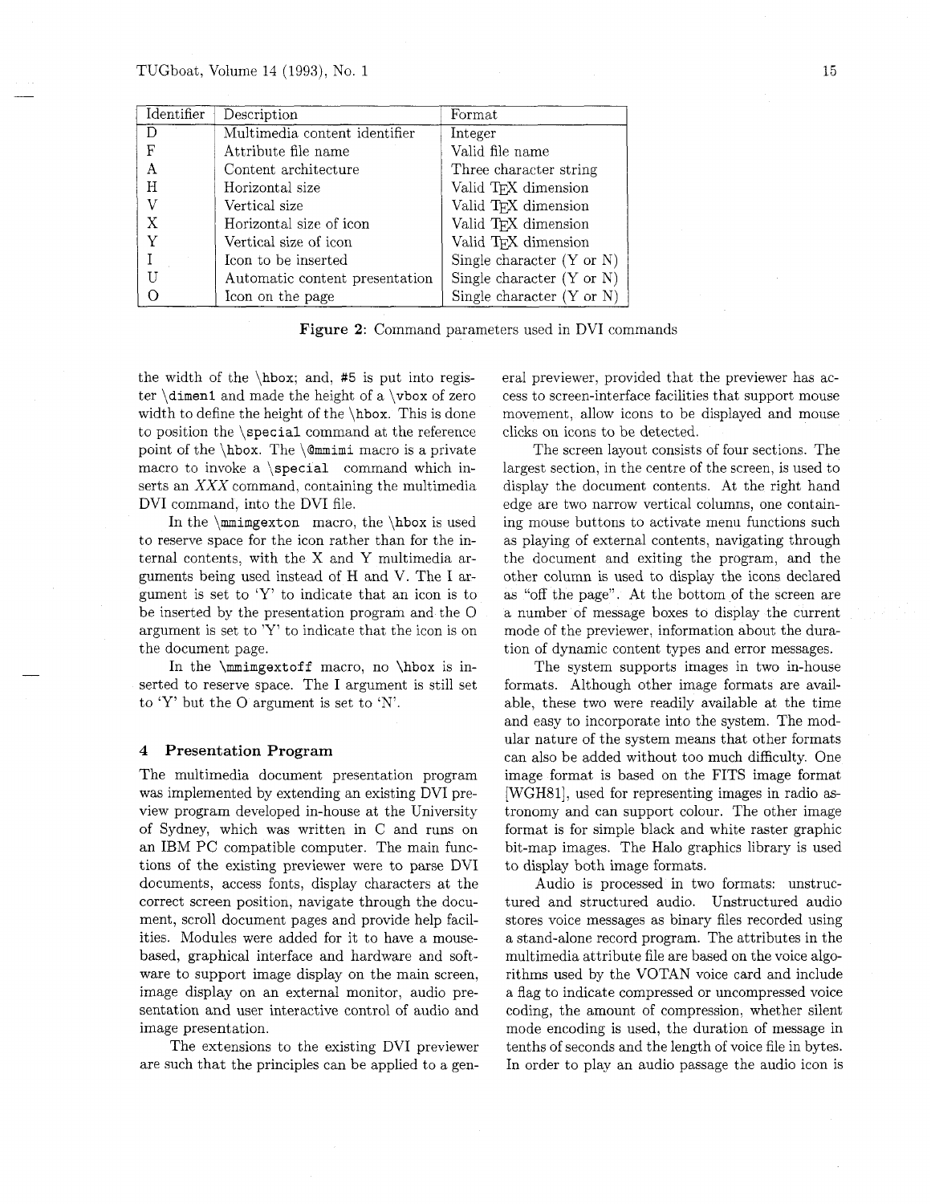| Identifier | Description | Format |
| --- | --- | --- |
| D | Multimedia content identifier | Integer |
| F | Attribute file name | Valid file name |
| A | Content architecture | Three character string |
| H | Horizontal size | Valid TeX dimension |
| V | Vertical size | Valid TeX dimension |
| X | Horizontal size of icon | Valid TeX dimension |
| Y | Vertical size of icon | Valid TeX dimension |
| I | Icon to be inserted | Single character (Y or N) |
| U | Automatic content presentation | Single character (Y or N) |
| O | Icon on the page | Single character (Y or N) |

**Figure 2**: Command parameters used in DVI commands

the width of the `\hbox`; and, `#5` is put into register `\dimen1` and made the height of a `\vbox` of zero width to define the height of the `\hbox`. This is done to position the `\special` command at the reference point of the `\hbox`. The `\@mmimi` macro is a private macro to invoke a `\special` command which inserts an *XXX* command, containing the multimedia DVI command, into the DVI file.

In the `\mmimgexton` macro, the `\hbox` is used to reserve space for the icon rather than for the internal contents, with the X and Y multimedia arguments being used instead of H and V. The I argument is set to 'Y' to indicate that an icon is to be inserted by the presentation program and the O argument is set to 'Y' to indicate that the icon is on the document page.

In the `\mmimgextoff` macro, no `\hbox` is inserted to reserve space. The I argument is still set to 'Y' but the O argument is set to 'N'.

## 4 Presentation Program

The multimedia document presentation program was implemented by extending an existing DVI preview program developed in-house at the University of Sydney, which was written in C and runs on an IBM PC compatible computer. The main functions of the existing previewer were to parse DVI documents, access fonts, display characters at the correct screen position, navigate through the document, scroll document pages and provide help facilities. Modules were added for it to have a mouse-based, graphical interface and hardware and software to support image display on the main screen, image display on an external monitor, audio presentation and user interactive control of audio and image presentation.

The extensions to the existing DVI previewer are such that the principles can be applied to a general previewer, provided that the previewer has access to screen-interface facilities that support mouse movement, allow icons to be displayed and mouse clicks on icons to be detected.

The screen layout consists of four sections. The largest section, in the centre of the screen, is used to display the document contents. At the right hand edge are two narrow vertical columns, one containing mouse buttons to activate menu functions such as playing of external contents, navigating through the document and exiting the program, and the other column is used to display the icons declared as "off the page". At the bottom of the screen are a number of message boxes to display the current mode of the previewer, information about the duration of dynamic content types and error messages.

The system supports images in two in-house formats. Although other image formats are available, these two were readily available at the time and easy to incorporate into the system. The modular nature of the system means that other formats can also be added without too much difficulty. One image format is based on the FITS image format [WGH81], used for representing images in radio astronomy and can support colour. The other image format is for simple black and white raster graphic bit-map images. The Halo graphics library is used to display both image formats.

Audio is processed in two formats: unstructured and structured audio. Unstructured audio stores voice messages as binary files recorded using a stand-alone record program. The attributes in the multimedia attribute file are based on the voice algorithms used by the VOTAN voice card and include a flag to indicate compressed or uncompressed voice coding, the amount of compression, whether silent mode encoding is used, the duration of message in tenths of seconds and the length of voice file in bytes. In order to play an audio passage the audio icon is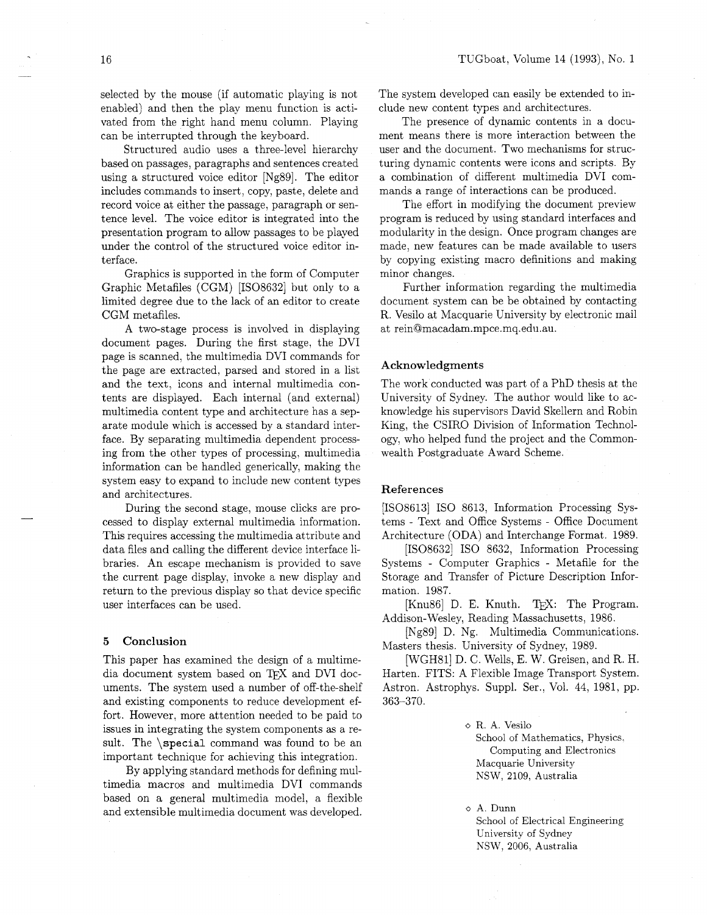selected by the mouse (if automatic playing is not enabled) and then the play menu function is activated from the right hand menu column. Playing can be interrupted through the keyboard.

Structured audio uses a three-level hierarchy based on passages, paragraphs and sentences created using a structured voice editor [Ng89]. The editor includes commands to insert, copy, paste, delete and record voice at either the passage, paragraph or sentence level. The voice editor is integrated into the presentation program to allow passages to be played under the control of the structured voice editor interface.

Graphics is supported in the form of Computer Graphic Metafiles (CGM) [ISO8632] but only to a limited degree due to the lack of an editor to create CGM metafiles.

A two-stage process is involved in displaying document pages. During the first stage, the DVI page is scanned, the multimedia DVI commands for the page are extracted, parsed and stored in a list and the text, icons and internal multimedia contents are displayed. Each internal (and external) multimedia content type and architecture has a separate module which is accessed by a standard interface. By separating multimedia dependent processing from the other types of processing, multimedia information can be handled generically, making the system easy to expand to include new content types and architectures.

During the second stage, mouse clicks are processed to display external multimedia information. This requires accessing the multimedia attribute and data files and calling the different device interface libraries. An escape mechanism is provided to save the current page display, invoke a new display and return to the previous display so that device specific user interfaces can be used.

## 5 Conclusion

This paper has examined the design of a multimedia document system based on TEX and DVI documents. The system used a number of off-the-shelf and existing components to reduce development effort. However, more attention needed to be paid to issues in integrating the system components as a result. The `\special` command was found to be an important technique for achieving this integration.

By applying standard methods for defining multimedia macros and multimedia DVI commands based on a general multimedia model, a flexible and extensible multimedia document was developed. The system developed can easily be extended to include new content types and architectures.

The presence of dynamic contents in a document means there is more interaction between the user and the document. Two mechanisms for structuring dynamic contents were icons and scripts. By a combination of different multimedia DVI commands a range of interactions can be produced.

The effort in modifying the document preview program is reduced by using standard interfaces and modularity in the design. Once program changes are made, new features can be made available to users by copying existing macro definitions and making minor changes.

Further information regarding the multimedia document system can be be obtained by contacting R. Vesilo at Macquarie University by electronic mail at rein@macadam.mpce.mq.edu.au.

### Acknowledgments

The work conducted was part of a PhD thesis at the University of Sydney. The author would like to acknowledge his supervisors David Skellern and Robin King, the CSIRO Division of Information Technology, who helped fund the project and the Commonwealth Postgraduate Award Scheme.

### References

[ISO8613] ISO 8613, Information Processing Systems - Text and Office Systems - Office Document Architecture (ODA) and Interchange Format. 1989.

[ISO8632] ISO 8632, Information Processing Systems - Computer Graphics - Metafile for the Storage and Transfer of Picture Description Information. 1987.

[Knu86] D. E. Knuth. TEX: The Program. Addison-Wesley, Reading Massachusetts, 1986.

[Ng89] D. Ng. Multimedia Communications. Masters thesis. University of Sydney, 1989.

[WGH81] D. C. Wells, E. W. Greisen, and R. H. Harten. FITS: A Flexible Image Transport System. Astron. Astrophys. Suppl. Ser., Vol. 44, 1981, pp. 363–370.

◇ R. A. Vesilo
School of Mathematics, Physics, Computing and Electronics
Macquarie University
NSW, 2109, Australia

◇ A. Dunn
School of Electrical Engineering
University of Sydney
NSW, 2006, Australia